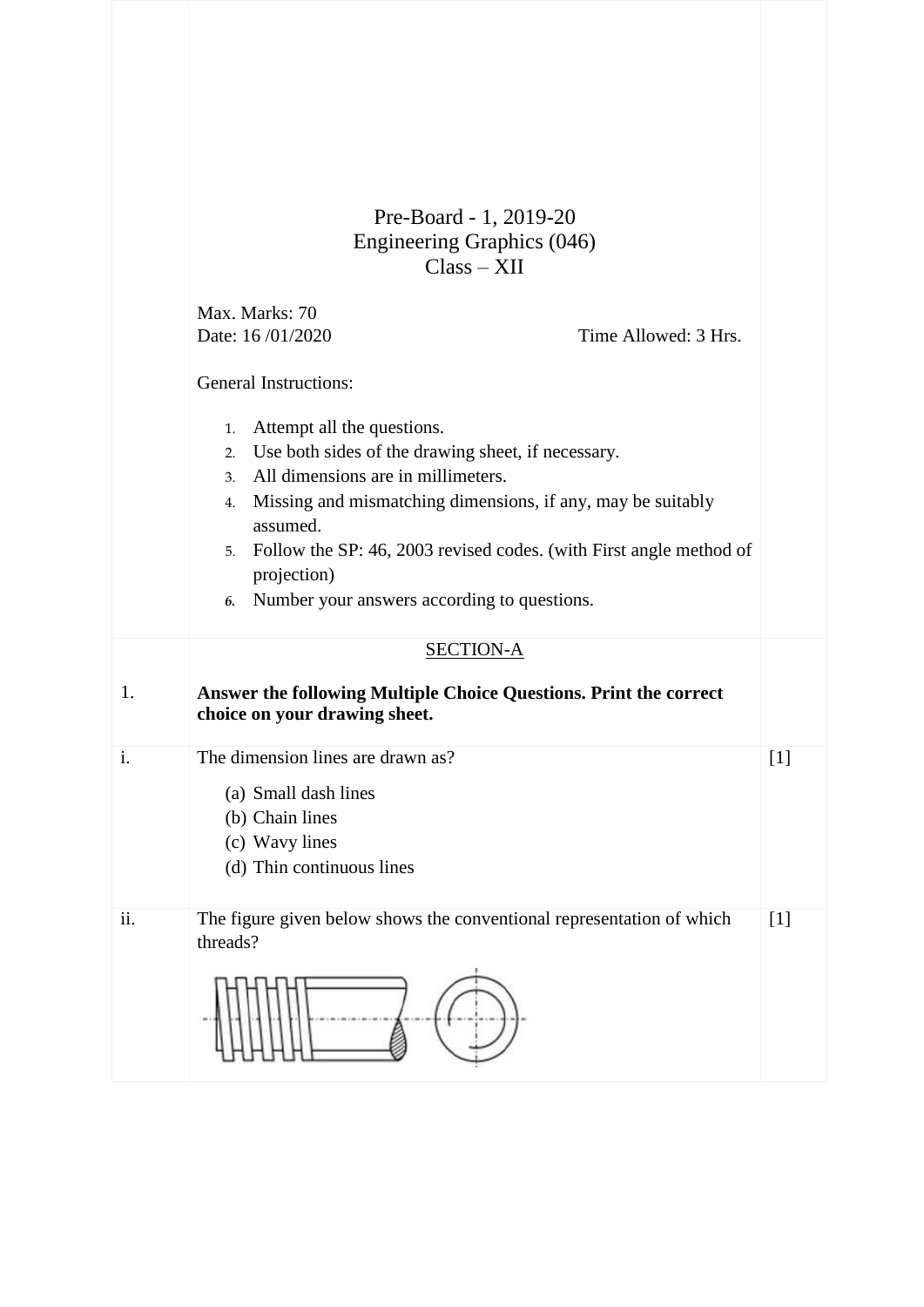# Pre-Board - 1, 2019-20
## Engineering Graphics (046)
## Class – XII

Max. Marks: 70
Date: 16 /01/2020 Time Allowed: 3 Hrs.

General Instructions:

1. Attempt all the questions.
2. Use both sides of the drawing sheet, if necessary.
3. All dimensions are in millimeters.
4. Missing and mismatching dimensions, if any, may be suitably assumed.
5. Follow the SP: 46, 2003 revised codes. (with First angle method of projection)
6. Number your answers according to questions.

SECTION-A

1. **Answer the following Multiple Choice Questions. Print the correct choice on your drawing sheet.**

i. The dimension lines are drawn as? [1]

(a) Small dash lines
(b) Chain lines
(c) Wavy lines
(d) Thin continuous lines

ii. The figure given below shows the conventional representation of which threads? [1]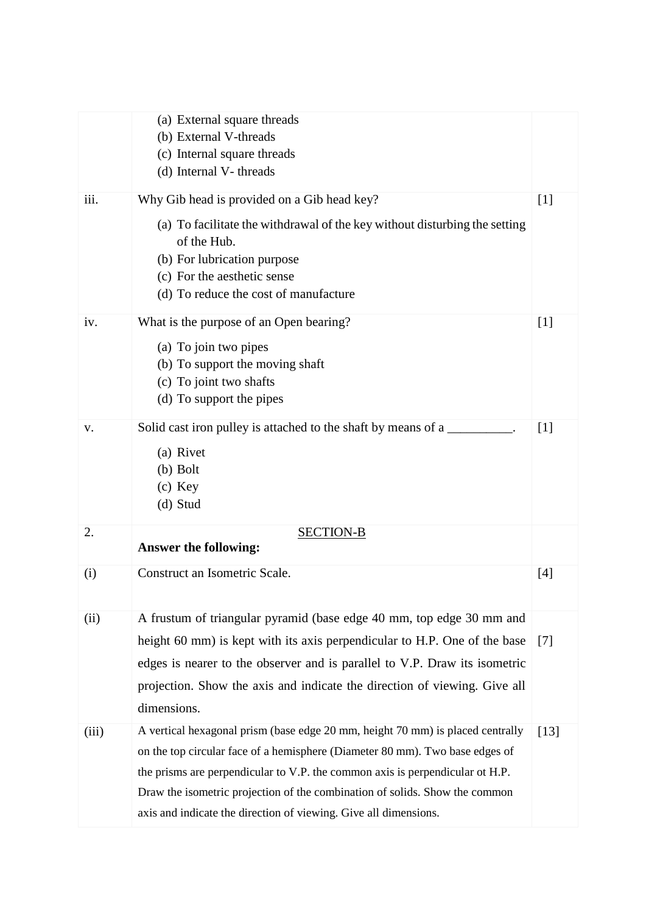| | | |
|---|---|---|
| | (a) External square threads<br>(b) External V-threads<br>(c) Internal square threads<br>(d) Internal V- threads | |
| iii. | Why Gib head is provided on a Gib head key?<br>(a) To facilitate the withdrawal of the key without disturbing the setting of the Hub.<br>(b) For lubrication purpose<br>(c) For the aesthetic sense<br>(d) To reduce the cost of manufacture | [1] |
| iv. | What is the purpose of an Open bearing?<br>(a) To join two pipes<br>(b) To support the moving shaft<br>(c) To joint two shafts<br>(d) To support the pipes | [1] |
| v. | Solid cast iron pulley is attached to the shaft by means of a __________.<br>(a) Rivet<br>(b) Bolt<br>(c) Key<br>(d) Stud | [1] |
| 2. | SECTION-B<br>**Answer the following:** | |
| (i) | Construct an Isometric Scale. | [4] |
| (ii) | A frustum of triangular pyramid (base edge 40 mm, top edge 30 mm and height 60 mm) is kept with its axis perpendicular to H.P. One of the base edges is nearer to the observer and is parallel to V.P. Draw its isometric projection. Show the axis and indicate the direction of viewing. Give all dimensions. | [7] |
| (iii) | A vertical hexagonal prism (base edge 20 mm, height 70 mm) is placed centrally on the top circular face of a hemisphere (Diameter 80 mm). Two base edges of the prisms are perpendicular to V.P. the common axis is perpendicular ot H.P. Draw the isometric projection of the combination of solids. Show the common axis and indicate the direction of viewing. Give all dimensions. | [13] |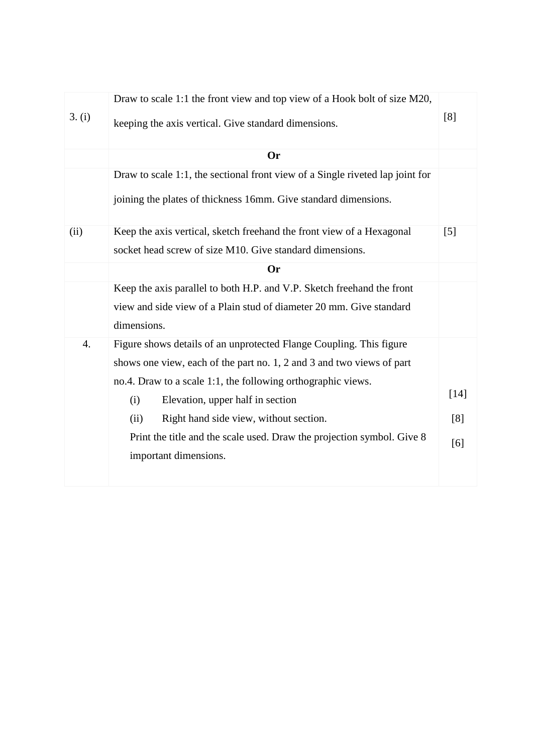| | | |
|---|---|---|
| 3. (i) | Draw to scale 1:1 the front view and top view of a Hook bolt of size M20, keeping the axis vertical. Give standard dimensions. | [8] |
| | **Or** | |
| | Draw to scale 1:1, the sectional front view of a Single riveted lap joint for joining the plates of thickness 16mm. Give standard dimensions. | |
| (ii) | Keep the axis vertical, sketch freehand the front view of a Hexagonal socket head screw of size M10. Give standard dimensions. | [5] |
| | **Or** | |
| | Keep the axis parallel to both H.P. and V.P. Sketch freehand the front view and side view of a Plain stud of diameter 20 mm. Give standard dimensions. | |
| 4. | Figure shows details of an unprotected Flange Coupling. This figure shows one view, each of the part no. 1, 2 and 3 and two views of part no.4. Draw to a scale 1:1, the following orthographic views.<br>(i) Elevation, upper half in section<br>(ii) Right hand side view, without section.<br>Print the title and the scale used. Draw the projection symbol. Give 8 important dimensions. | [14]<br>[8]<br>[6] |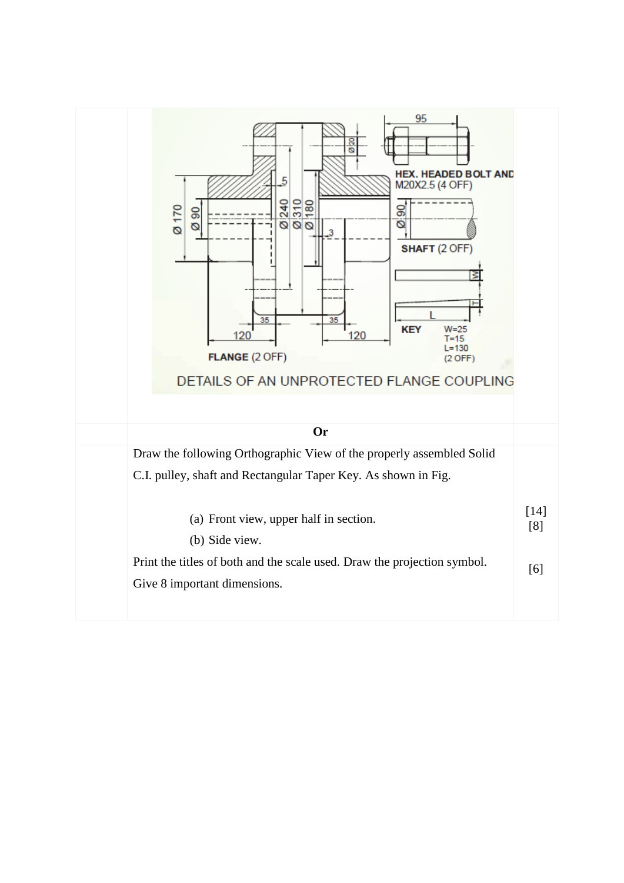95

HEX. HEADED BOLT AND M20X2.5 (4 OFF)

Ø 20

5

Ø 170 Ø 90 Ø 240 Ø 310 Ø 180

3

Ø 90

SHAFT (2 OFF)

W

T

L

KEY W=25 T=15 L=130 (2 OFF)

35 35

120 120

FLANGE (2 OFF)

DETAILS OF AN UNPROTECTED FLANGE COUPLING

**Or**

Draw the following Orthographic View of the properly assembled Solid C.I. pulley, shaft and Rectangular Taper Key. As shown in Fig.

[14]

(a) Front view, upper half in section. [8]

(b) Side view.

Print the titles of both and the scale used. Draw the projection symbol. Give 8 important dimensions. [6]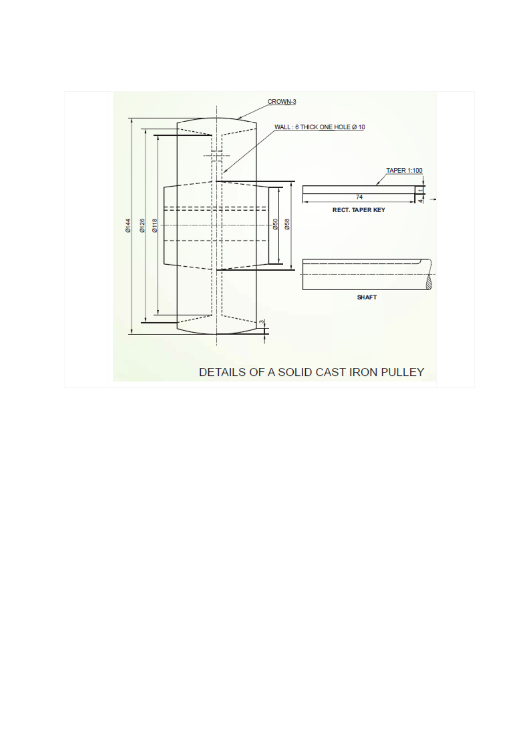CROWN-3

WALL : 6 THICK ONE HOLE Ø 10

TAPER 1:100

74

1

4

RECT. TAPER KEY

Ø144

Ø126

Ø118

Ø50

Ø58

SHAFT

3

DETAILS OF A SOLID CAST IRON PULLEY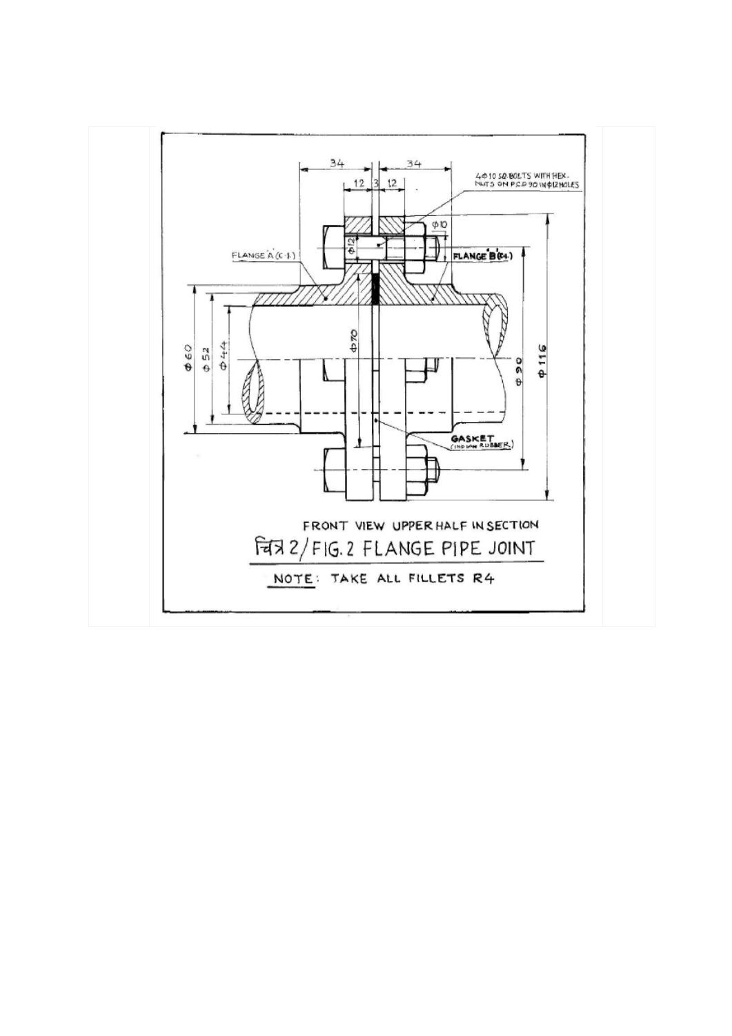FRONT VIEW UPPER HALF IN SECTION

चित्र 2/FIG. 2 FLANGE PIPE JOINT

NOTE: TAKE ALL FILLETS R4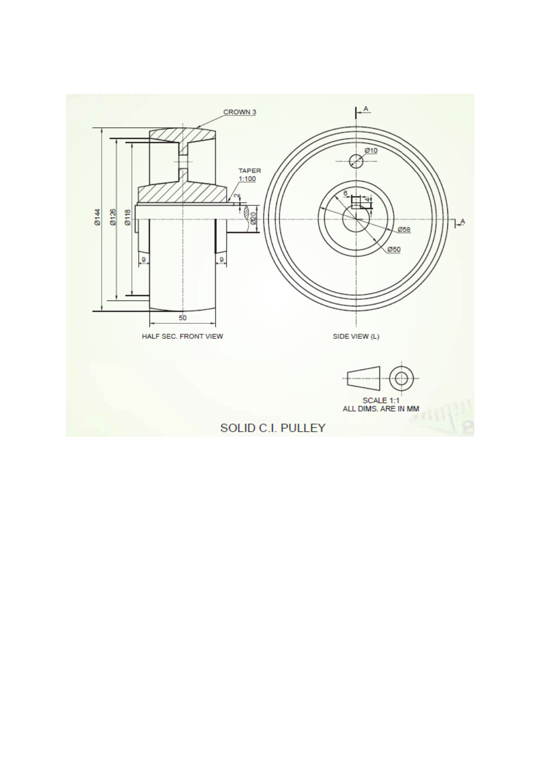CROWN 3

TAPER
1:100

Ø144

Ø126

Ø118

2

Ø20

9

9

50

HALF SEC. FRONT VIEW

A

Ø10

6

4

Ø58

Ø50

A

SIDE VIEW (L)

SCALE 1:1
ALL DIMS. ARE IN MM

SOLID C.I. PULLEY